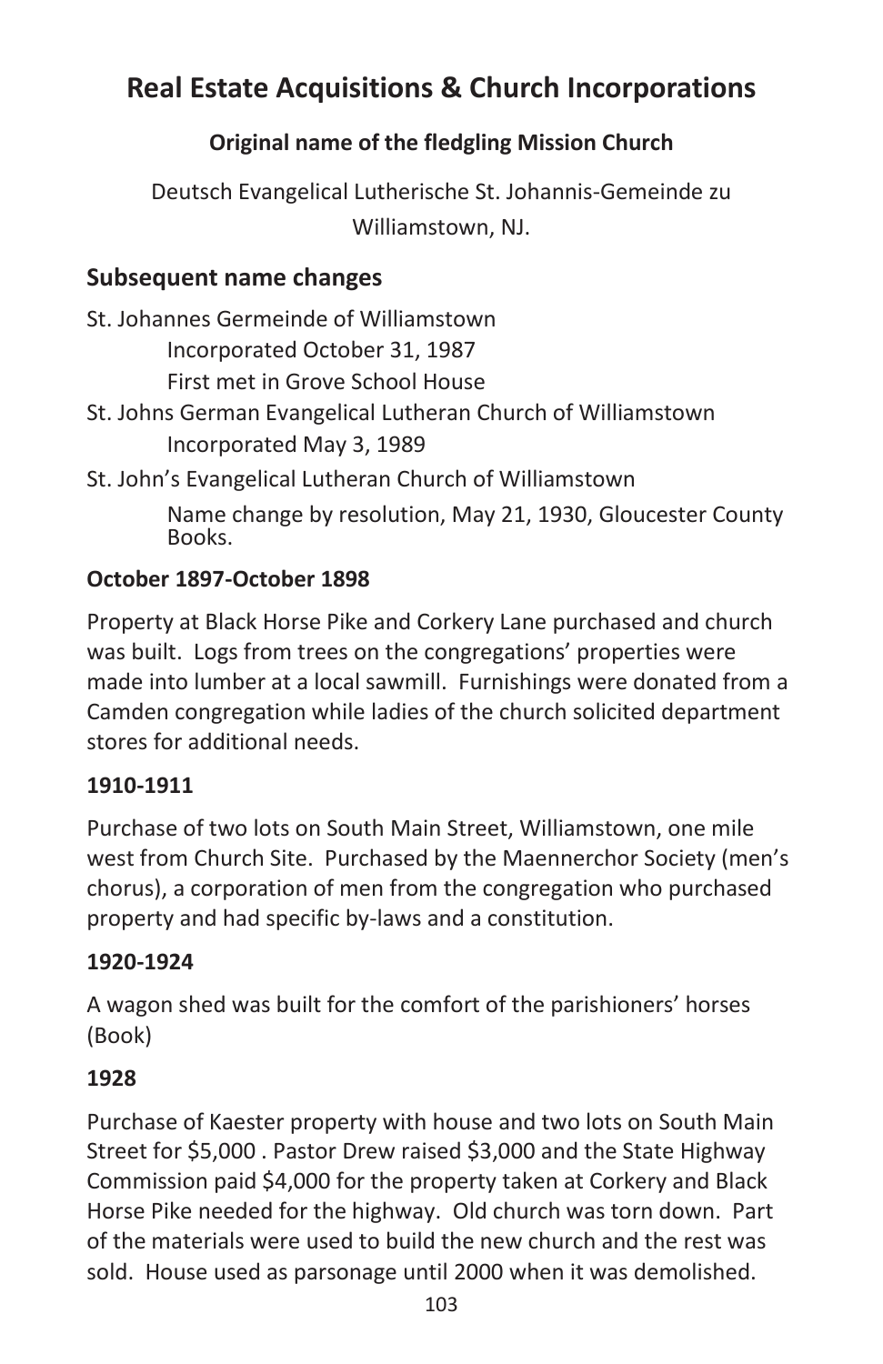# Real Estate Acquisitions & Church Incorporations

**Original name of the fledgling Mission Church**

Deutsch Evangelical Lutherische St. Johannis-Gemeinde zu Williamstown, NJ.

## Subsequent name changes

St. Johannes Germeinde of Williamstown
 Incorporated October 31, 1987
 First met in Grove School House

St. Johns German Evangelical Lutheran Church of Williamstown
 Incorporated May 3, 1989

St. John's Evangelical Lutheran Church of Williamstown
 Name change by resolution, May 21, 1930, Gloucester County Books.

### October 1897-October 1898

Property at Black Horse Pike and Corkery Lane purchased and church was built. Logs from trees on the congregations' properties were made into lumber at a local sawmill. Furnishings were donated from a Camden congregation while ladies of the church solicited department stores for additional needs.

### 1910-1911

Purchase of two lots on South Main Street, Williamstown, one mile west from Church Site. Purchased by the Maennerchor Society (men's chorus), a corporation of men from the congregation who purchased property and had specific by-laws and a constitution.

### 1920-1924

A wagon shed was built for the comfort of the parishioners' horses (Book)

### 1928

Purchase of Kaester property with house and two lots on South Main Street for $5,000 . Pastor Drew raised $3,000 and the State Highway Commission paid $4,000 for the property taken at Corkery and Black Horse Pike needed for the highway. Old church was torn down. Part of the materials were used to build the new church and the rest was sold. House used as parsonage until 2000 when it was demolished.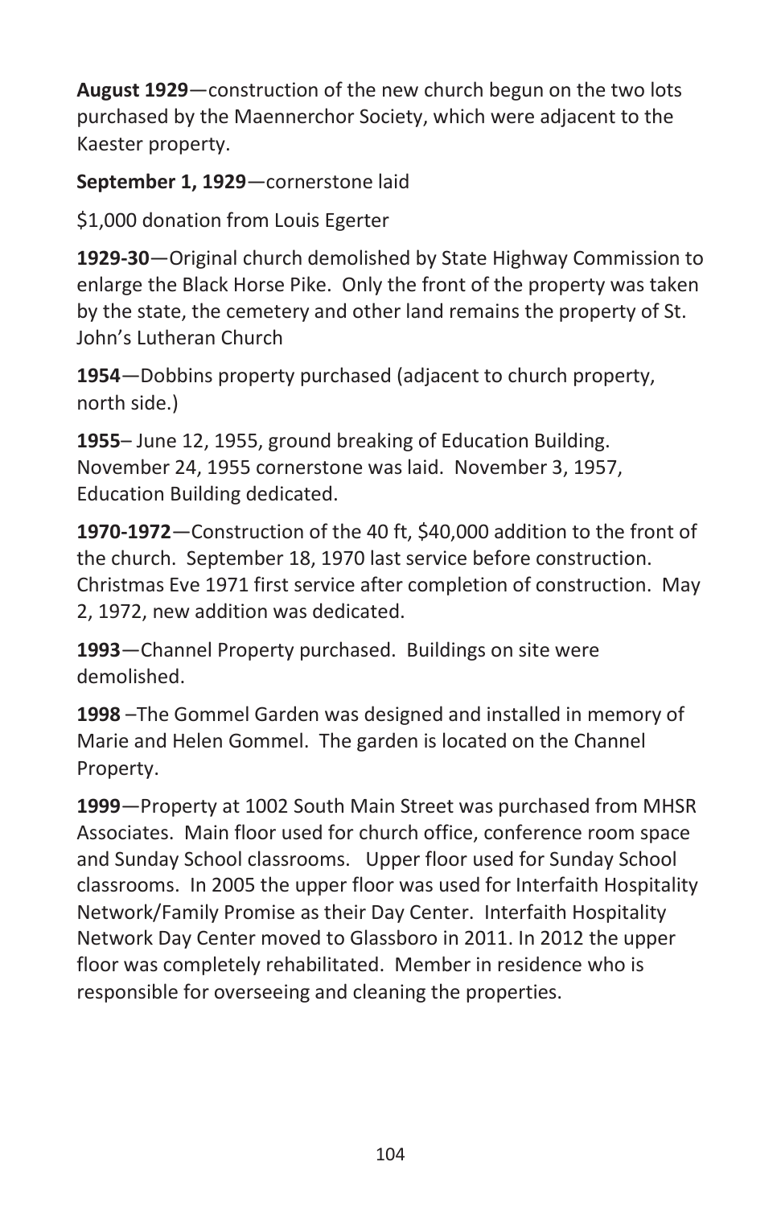**August 1929**—construction of the new church begun on the two lots purchased by the Maennerchor Society, which were adjacent to the Kaester property.

**September 1, 1929**—cornerstone laid

$1,000 donation from Louis Egerter

**1929-30**—Original church demolished by State Highway Commission to enlarge the Black Horse Pike. Only the front of the property was taken by the state, the cemetery and other land remains the property of St. John's Lutheran Church

**1954**—Dobbins property purchased (adjacent to church property, north side.)

**1955**– June 12, 1955, ground breaking of Education Building. November 24, 1955 cornerstone was laid. November 3, 1957, Education Building dedicated.

**1970-1972**—Construction of the 40 ft, $40,000 addition to the front of the church. September 18, 1970 last service before construction. Christmas Eve 1971 first service after completion of construction. May 2, 1972, new addition was dedicated.

**1993**—Channel Property purchased. Buildings on site were demolished.

**1998** –The Gommel Garden was designed and installed in memory of Marie and Helen Gommel. The garden is located on the Channel Property.

**1999**—Property at 1002 South Main Street was purchased from MHSR Associates. Main floor used for church office, conference room space and Sunday School classrooms. Upper floor used for Sunday School classrooms. In 2005 the upper floor was used for Interfaith Hospitality Network/Family Promise as their Day Center. Interfaith Hospitality Network Day Center moved to Glassboro in 2011. In 2012 the upper floor was completely rehabilitated. Member in residence who is responsible for overseeing and cleaning the properties.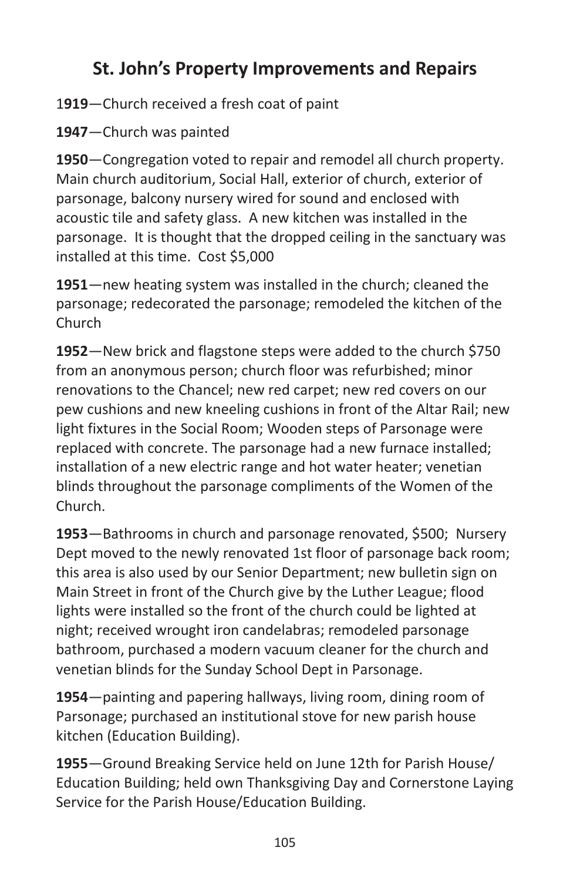# St. John's Property Improvements and Repairs

1**919**—Church received a fresh coat of paint

**1947**—Church was painted

**1950**—Congregation voted to repair and remodel all church property. Main church auditorium, Social Hall, exterior of church, exterior of parsonage, balcony nursery wired for sound and enclosed with acoustic tile and safety glass. A new kitchen was installed in the parsonage. It is thought that the dropped ceiling in the sanctuary was installed at this time. Cost $5,000

**1951**—new heating system was installed in the church; cleaned the parsonage; redecorated the parsonage; remodeled the kitchen of the Church

**1952**—New brick and flagstone steps were added to the church $750 from an anonymous person; church floor was refurbished; minor renovations to the Chancel; new red carpet; new red covers on our pew cushions and new kneeling cushions in front of the Altar Rail; new light fixtures in the Social Room; Wooden steps of Parsonage were replaced with concrete. The parsonage had a new furnace installed; installation of a new electric range and hot water heater; venetian blinds throughout the parsonage compliments of the Women of the Church.

**1953**—Bathrooms in church and parsonage renovated, $500; Nursery Dept moved to the newly renovated 1st floor of parsonage back room; this area is also used by our Senior Department; new bulletin sign on Main Street in front of the Church give by the Luther League; flood lights were installed so the front of the church could be lighted at night; received wrought iron candelabras; remodeled parsonage bathroom, purchased a modern vacuum cleaner for the church and venetian blinds for the Sunday School Dept in Parsonage.

**1954**—painting and papering hallways, living room, dining room of Parsonage; purchased an institutional stove for new parish house kitchen (Education Building).

**1955**—Ground Breaking Service held on June 12th for Parish House/ Education Building; held own Thanksgiving Day and Cornerstone Laying Service for the Parish House/Education Building.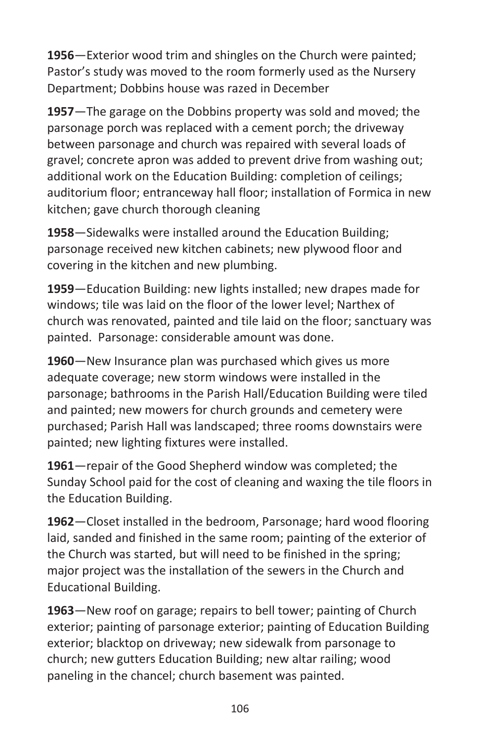**1956**—Exterior wood trim and shingles on the Church were painted; Pastor's study was moved to the room formerly used as the Nursery Department; Dobbins house was razed in December

**1957**—The garage on the Dobbins property was sold and moved; the parsonage porch was replaced with a cement porch; the driveway between parsonage and church was repaired with several loads of gravel; concrete apron was added to prevent drive from washing out; additional work on the Education Building: completion of ceilings; auditorium floor; entranceway hall floor; installation of Formica in new kitchen; gave church thorough cleaning

**1958**—Sidewalks were installed around the Education Building; parsonage received new kitchen cabinets; new plywood floor and covering in the kitchen and new plumbing.

**1959**—Education Building: new lights installed; new drapes made for windows; tile was laid on the floor of the lower level; Narthex of church was renovated, painted and tile laid on the floor; sanctuary was painted. Parsonage: considerable amount was done.

**1960**—New Insurance plan was purchased which gives us more adequate coverage; new storm windows were installed in the parsonage; bathrooms in the Parish Hall/Education Building were tiled and painted; new mowers for church grounds and cemetery were purchased; Parish Hall was landscaped; three rooms downstairs were painted; new lighting fixtures were installed.

**1961**—repair of the Good Shepherd window was completed; the Sunday School paid for the cost of cleaning and waxing the tile floors in the Education Building.

**1962**—Closet installed in the bedroom, Parsonage; hard wood flooring laid, sanded and finished in the same room; painting of the exterior of the Church was started, but will need to be finished in the spring; major project was the installation of the sewers in the Church and Educational Building.

**1963**—New roof on garage; repairs to bell tower; painting of Church exterior; painting of parsonage exterior; painting of Education Building exterior; blacktop on driveway; new sidewalk from parsonage to church; new gutters Education Building; new altar railing; wood paneling in the chancel; church basement was painted.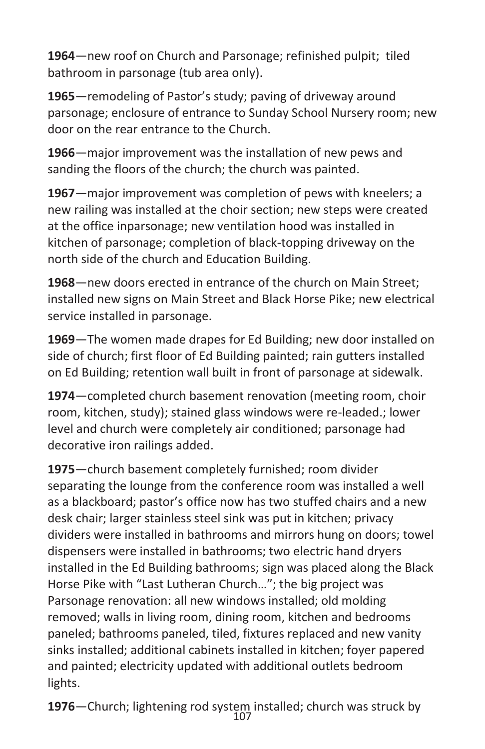**1964**—new roof on Church and Parsonage; refinished pulpit; tiled bathroom in parsonage (tub area only).

**1965**—remodeling of Pastor's study; paving of driveway around parsonage; enclosure of entrance to Sunday School Nursery room; new door on the rear entrance to the Church.

**1966**—major improvement was the installation of new pews and sanding the floors of the church; the church was painted.

**1967**—major improvement was completion of pews with kneelers; a new railing was installed at the choir section; new steps were created at the office inparsonage; new ventilation hood was installed in kitchen of parsonage; completion of black-topping driveway on the north side of the church and Education Building.

**1968**—new doors erected in entrance of the church on Main Street; installed new signs on Main Street and Black Horse Pike; new electrical service installed in parsonage.

**1969**—The women made drapes for Ed Building; new door installed on side of church; first floor of Ed Building painted; rain gutters installed on Ed Building; retention wall built in front of parsonage at sidewalk.

**1974**—completed church basement renovation (meeting room, choir room, kitchen, study); stained glass windows were re-leaded.; lower level and church were completely air conditioned; parsonage had decorative iron railings added.

**1975**—church basement completely furnished; room divider separating the lounge from the conference room was installed a well as a blackboard; pastor's office now has two stuffed chairs and a new desk chair; larger stainless steel sink was put in kitchen; privacy dividers were installed in bathrooms and mirrors hung on doors; towel dispensers were installed in bathrooms; two electric hand dryers installed in the Ed Building bathrooms; sign was placed along the Black Horse Pike with "Last Lutheran Church…"; the big project was Parsonage renovation: all new windows installed; old molding removed; walls in living room, dining room, kitchen and bedrooms paneled; bathrooms paneled, tiled, fixtures replaced and new vanity sinks installed; additional cabinets installed in kitchen; foyer papered and painted; electricity updated with additional outlets bedroom lights.

**1976**—Church; lightening rod system installed; church was struck by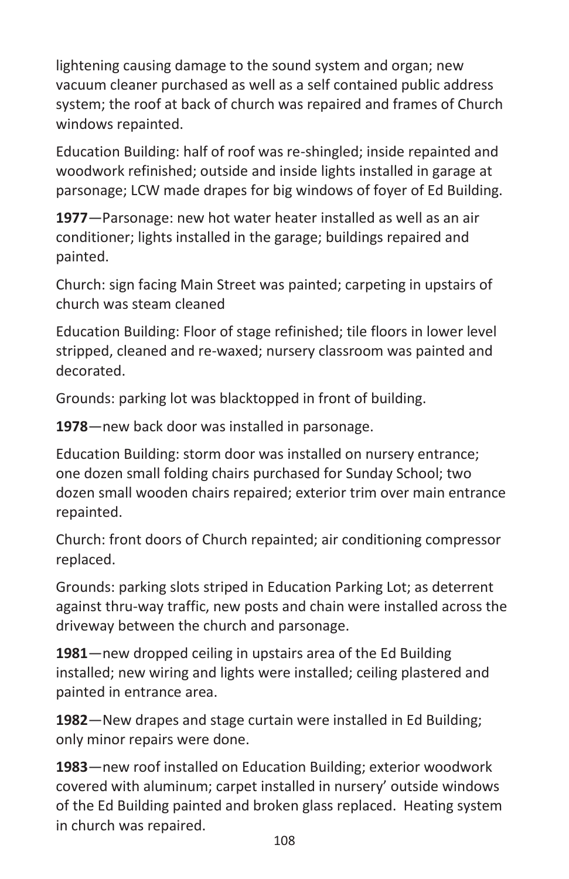lightening causing damage to the sound system and organ; new vacuum cleaner purchased as well as a self contained public address system; the roof at back of church was repaired and frames of Church windows repainted.

Education Building: half of roof was re-shingled; inside repainted and woodwork refinished; outside and inside lights installed in garage at parsonage; LCW made drapes for big windows of foyer of Ed Building.

**1977**—Parsonage: new hot water heater installed as well as an air conditioner; lights installed in the garage; buildings repaired and painted.

Church: sign facing Main Street was painted; carpeting in upstairs of church was steam cleaned

Education Building: Floor of stage refinished; tile floors in lower level stripped, cleaned and re-waxed; nursery classroom was painted and decorated.

Grounds: parking lot was blacktopped in front of building.

**1978**—new back door was installed in parsonage.

Education Building: storm door was installed on nursery entrance; one dozen small folding chairs purchased for Sunday School; two dozen small wooden chairs repaired; exterior trim over main entrance repainted.

Church: front doors of Church repainted; air conditioning compressor replaced.

Grounds: parking slots striped in Education Parking Lot; as deterrent against thru-way traffic, new posts and chain were installed across the driveway between the church and parsonage.

**1981**—new dropped ceiling in upstairs area of the Ed Building installed; new wiring and lights were installed; ceiling plastered and painted in entrance area.

**1982**—New drapes and stage curtain were installed in Ed Building; only minor repairs were done.

**1983**—new roof installed on Education Building; exterior woodwork covered with aluminum; carpet installed in nursery' outside windows of the Ed Building painted and broken glass replaced. Heating system in church was repaired.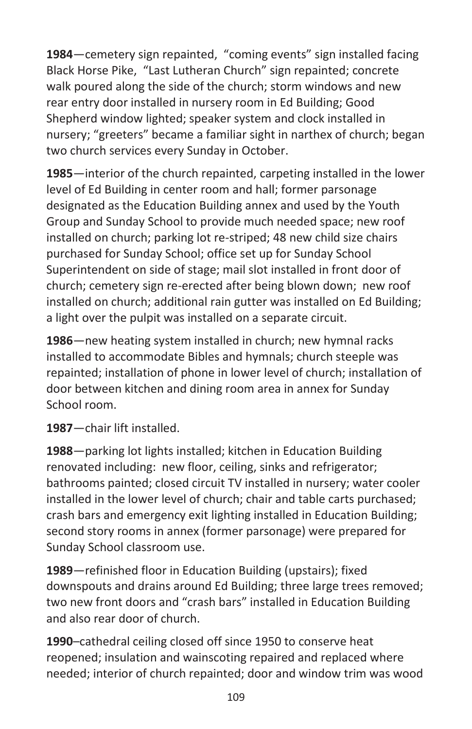**1984**—cemetery sign repainted, "coming events" sign installed facing Black Horse Pike, "Last Lutheran Church" sign repainted; concrete walk poured along the side of the church; storm windows and new rear entry door installed in nursery room in Ed Building; Good Shepherd window lighted; speaker system and clock installed in nursery; "greeters" became a familiar sight in narthex of church; began two church services every Sunday in October.

**1985**—interior of the church repainted, carpeting installed in the lower level of Ed Building in center room and hall; former parsonage designated as the Education Building annex and used by the Youth Group and Sunday School to provide much needed space; new roof installed on church; parking lot re-striped; 48 new child size chairs purchased for Sunday School; office set up for Sunday School Superintendent on side of stage; mail slot installed in front door of church; cemetery sign re-erected after being blown down; new roof installed on church; additional rain gutter was installed on Ed Building; a light over the pulpit was installed on a separate circuit.

**1986**—new heating system installed in church; new hymnal racks installed to accommodate Bibles and hymnals; church steeple was repainted; installation of phone in lower level of church; installation of door between kitchen and dining room area in annex for Sunday School room.

**1987**—chair lift installed.

**1988**—parking lot lights installed; kitchen in Education Building renovated including: new floor, ceiling, sinks and refrigerator; bathrooms painted; closed circuit TV installed in nursery; water cooler installed in the lower level of church; chair and table carts purchased; crash bars and emergency exit lighting installed in Education Building; second story rooms in annex (former parsonage) were prepared for Sunday School classroom use.

**1989**—refinished floor in Education Building (upstairs); fixed downspouts and drains around Ed Building; three large trees removed; two new front doors and "crash bars" installed in Education Building and also rear door of church.

**1990**–cathedral ceiling closed off since 1950 to conserve heat reopened; insulation and wainscoting repaired and replaced where needed; interior of church repainted; door and window trim was wood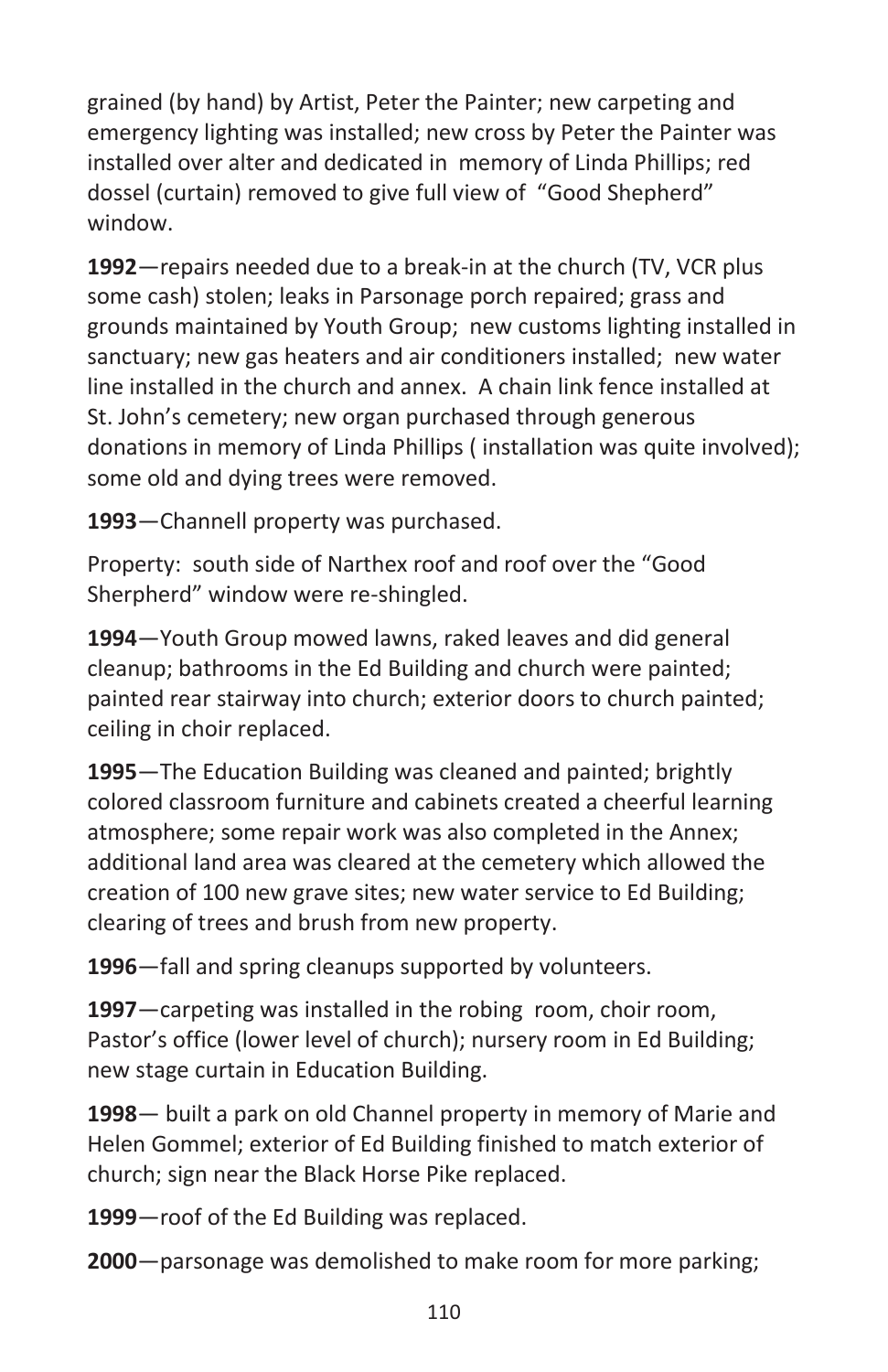grained (by hand) by Artist, Peter the Painter; new carpeting and emergency lighting was installed; new cross by Peter the Painter was installed over alter and dedicated in memory of Linda Phillips; red dossel (curtain) removed to give full view of "Good Shepherd" window.

**1992**—repairs needed due to a break-in at the church (TV, VCR plus some cash) stolen; leaks in Parsonage porch repaired; grass and grounds maintained by Youth Group; new customs lighting installed in sanctuary; new gas heaters and air conditioners installed; new water line installed in the church and annex. A chain link fence installed at St. John's cemetery; new organ purchased through generous donations in memory of Linda Phillips ( installation was quite involved); some old and dying trees were removed.

**1993**—Channell property was purchased.

Property: south side of Narthex roof and roof over the "Good Sherpherd" window were re-shingled.

**1994**—Youth Group mowed lawns, raked leaves and did general cleanup; bathrooms in the Ed Building and church were painted; painted rear stairway into church; exterior doors to church painted; ceiling in choir replaced.

**1995**—The Education Building was cleaned and painted; brightly colored classroom furniture and cabinets created a cheerful learning atmosphere; some repair work was also completed in the Annex; additional land area was cleared at the cemetery which allowed the creation of 100 new grave sites; new water service to Ed Building; clearing of trees and brush from new property.

**1996**—fall and spring cleanups supported by volunteers.

**1997**—carpeting was installed in the robing room, choir room, Pastor's office (lower level of church); nursery room in Ed Building; new stage curtain in Education Building.

**1998**— built a park on old Channel property in memory of Marie and Helen Gommel; exterior of Ed Building finished to match exterior of church; sign near the Black Horse Pike replaced.

**1999**—roof of the Ed Building was replaced.

**2000**—parsonage was demolished to make room for more parking;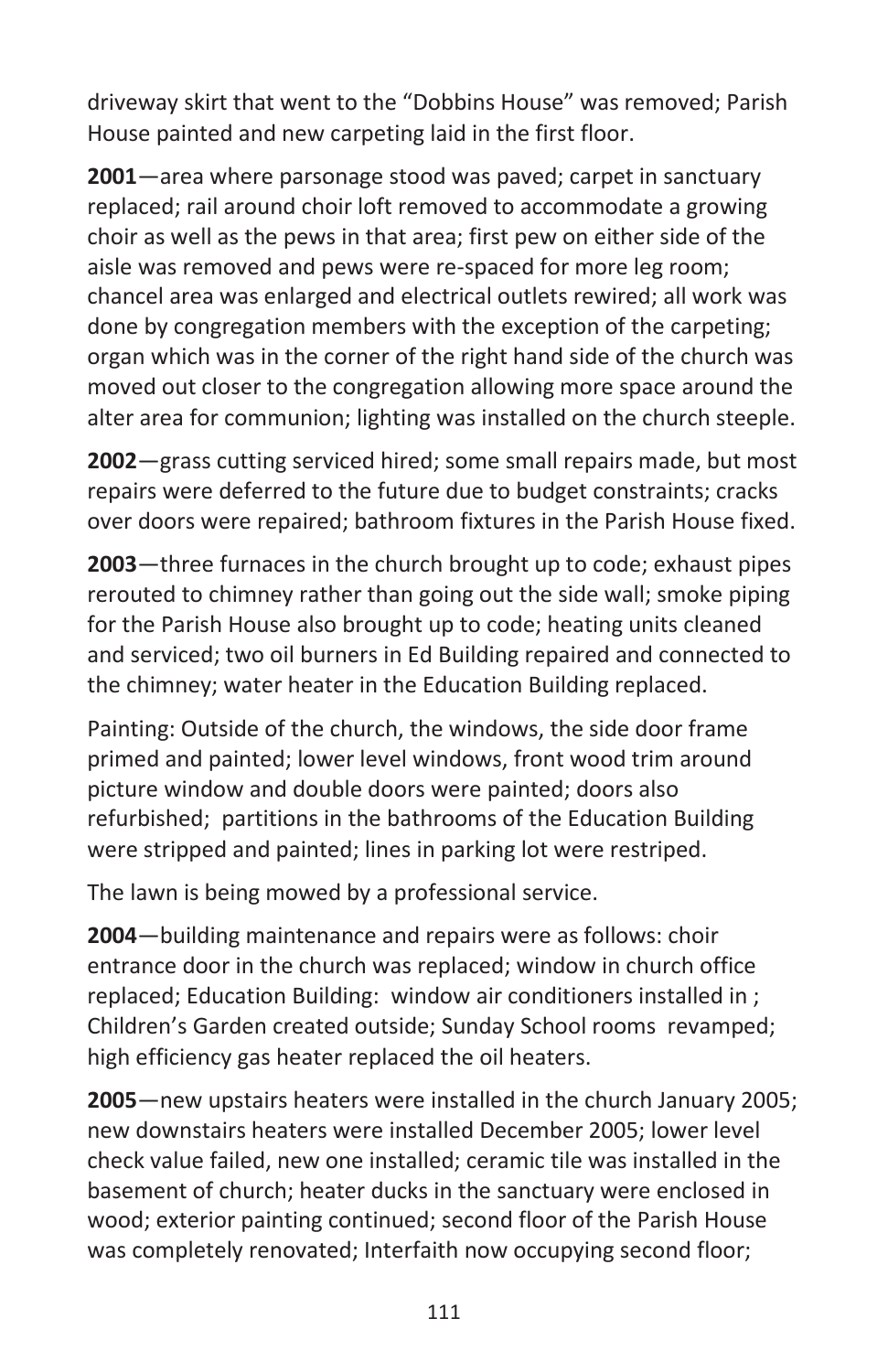driveway skirt that went to the "Dobbins House" was removed; Parish House painted and new carpeting laid in the first floor.

**2001**—area where parsonage stood was paved; carpet in sanctuary replaced; rail around choir loft removed to accommodate a growing choir as well as the pews in that area; first pew on either side of the aisle was removed and pews were re-spaced for more leg room; chancel area was enlarged and electrical outlets rewired; all work was done by congregation members with the exception of the carpeting; organ which was in the corner of the right hand side of the church was moved out closer to the congregation allowing more space around the alter area for communion; lighting was installed on the church steeple.

**2002**—grass cutting serviced hired; some small repairs made, but most repairs were deferred to the future due to budget constraints; cracks over doors were repaired; bathroom fixtures in the Parish House fixed.

**2003**—three furnaces in the church brought up to code; exhaust pipes rerouted to chimney rather than going out the side wall; smoke piping for the Parish House also brought up to code; heating units cleaned and serviced; two oil burners in Ed Building repaired and connected to the chimney; water heater in the Education Building replaced.

Painting: Outside of the church, the windows, the side door frame primed and painted; lower level windows, front wood trim around picture window and double doors were painted; doors also refurbished; partitions in the bathrooms of the Education Building were stripped and painted; lines in parking lot were restriped.

The lawn is being mowed by a professional service.

**2004**—building maintenance and repairs were as follows: choir entrance door in the church was replaced; window in church office replaced; Education Building: window air conditioners installed in ; Children's Garden created outside; Sunday School rooms revamped; high efficiency gas heater replaced the oil heaters.

**2005**—new upstairs heaters were installed in the church January 2005; new downstairs heaters were installed December 2005; lower level check value failed, new one installed; ceramic tile was installed in the basement of church; heater ducks in the sanctuary were enclosed in wood; exterior painting continued; second floor of the Parish House was completely renovated; Interfaith now occupying second floor;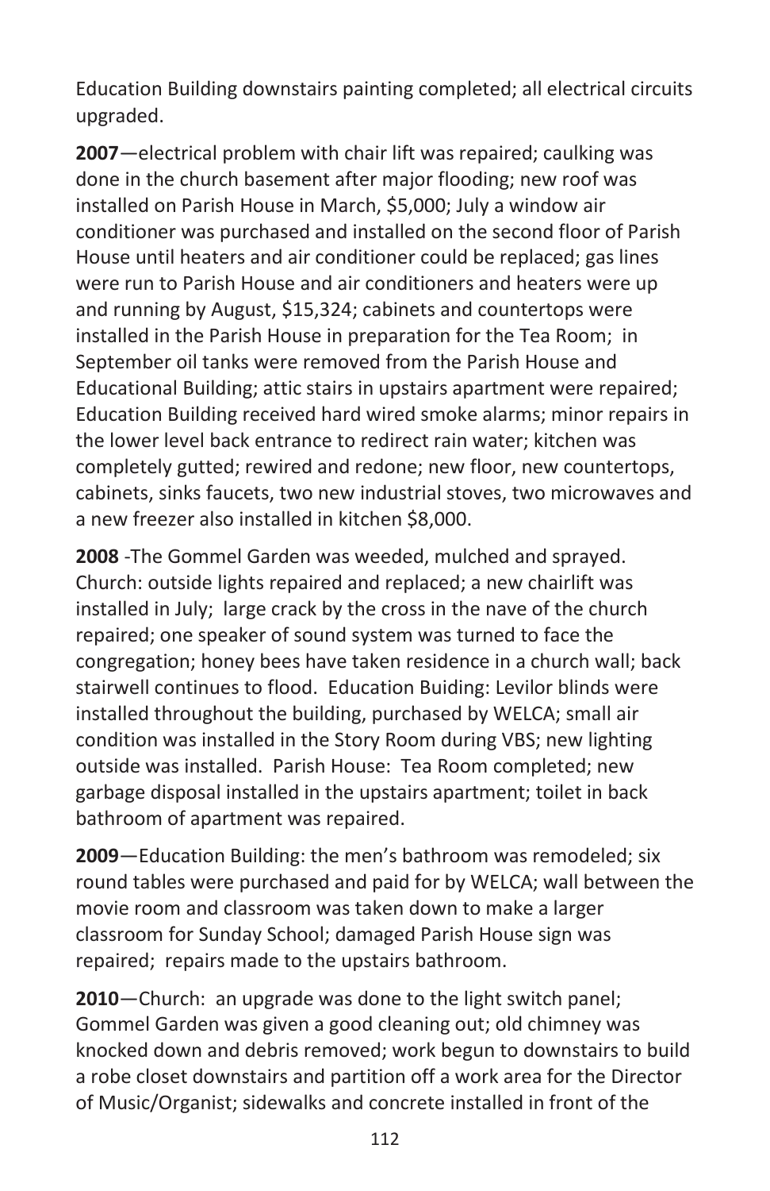Education Building downstairs painting completed; all electrical circuits upgraded.

**2007**—electrical problem with chair lift was repaired; caulking was done in the church basement after major flooding; new roof was installed on Parish House in March, $5,000; July a window air conditioner was purchased and installed on the second floor of Parish House until heaters and air conditioner could be replaced; gas lines were run to Parish House and air conditioners and heaters were up and running by August, $15,324; cabinets and countertops were installed in the Parish House in preparation for the Tea Room; in September oil tanks were removed from the Parish House and Educational Building; attic stairs in upstairs apartment were repaired; Education Building received hard wired smoke alarms; minor repairs in the lower level back entrance to redirect rain water; kitchen was completely gutted; rewired and redone; new floor, new countertops, cabinets, sinks faucets, two new industrial stoves, two microwaves and a new freezer also installed in kitchen $8,000.

**2008** -The Gommel Garden was weeded, mulched and sprayed. Church: outside lights repaired and replaced; a new chairlift was installed in July; large crack by the cross in the nave of the church repaired; one speaker of sound system was turned to face the congregation; honey bees have taken residence in a church wall; back stairwell continues to flood. Education Buiding: Levilor blinds were installed throughout the building, purchased by WELCA; small air condition was installed in the Story Room during VBS; new lighting outside was installed. Parish House: Tea Room completed; new garbage disposal installed in the upstairs apartment; toilet in back bathroom of apartment was repaired.

**2009**—Education Building: the men's bathroom was remodeled; six round tables were purchased and paid for by WELCA; wall between the movie room and classroom was taken down to make a larger classroom for Sunday School; damaged Parish House sign was repaired; repairs made to the upstairs bathroom.

**2010**—Church: an upgrade was done to the light switch panel; Gommel Garden was given a good cleaning out; old chimney was knocked down and debris removed; work begun to downstairs to build a robe closet downstairs and partition off a work area for the Director of Music/Organist; sidewalks and concrete installed in front of the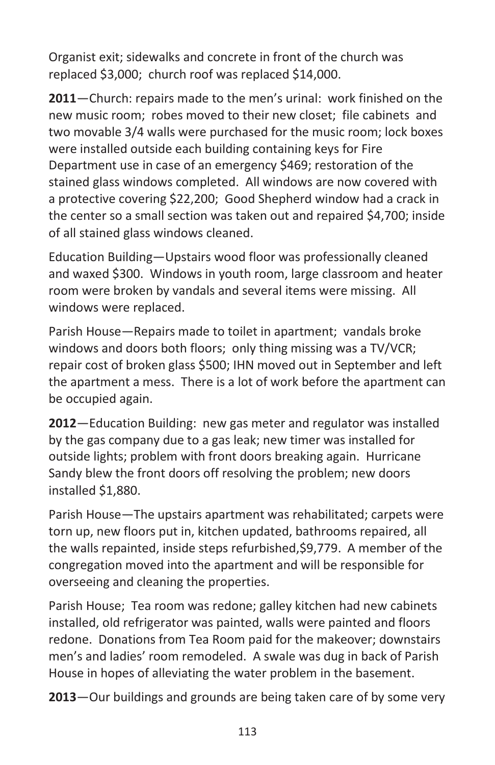Organist exit; sidewalks and concrete in front of the church was replaced $3,000; church roof was replaced $14,000.

**2011**—Church: repairs made to the men's urinal: work finished on the new music room; robes moved to their new closet; file cabinets and two movable 3/4 walls were purchased for the music room; lock boxes were installed outside each building containing keys for Fire Department use in case of an emergency $469; restoration of the stained glass windows completed. All windows are now covered with a protective covering $22,200; Good Shepherd window had a crack in the center so a small section was taken out and repaired $4,700; inside of all stained glass windows cleaned.

Education Building—Upstairs wood floor was professionally cleaned and waxed $300. Windows in youth room, large classroom and heater room were broken by vandals and several items were missing. All windows were replaced.

Parish House—Repairs made to toilet in apartment; vandals broke windows and doors both floors; only thing missing was a TV/VCR; repair cost of broken glass $500; IHN moved out in September and left the apartment a mess. There is a lot of work before the apartment can be occupied again.

**2012**—Education Building: new gas meter and regulator was installed by the gas company due to a gas leak; new timer was installed for outside lights; problem with front doors breaking again. Hurricane Sandy blew the front doors off resolving the problem; new doors installed $1,880.

Parish House—The upstairs apartment was rehabilitated; carpets were torn up, new floors put in, kitchen updated, bathrooms repaired, all the walls repainted, inside steps refurbished,$9,779. A member of the congregation moved into the apartment and will be responsible for overseeing and cleaning the properties.

Parish House; Tea room was redone; galley kitchen had new cabinets installed, old refrigerator was painted, walls were painted and floors redone. Donations from Tea Room paid for the makeover; downstairs men's and ladies' room remodeled. A swale was dug in back of Parish House in hopes of alleviating the water problem in the basement.

**2013**—Our buildings and grounds are being taken care of by some very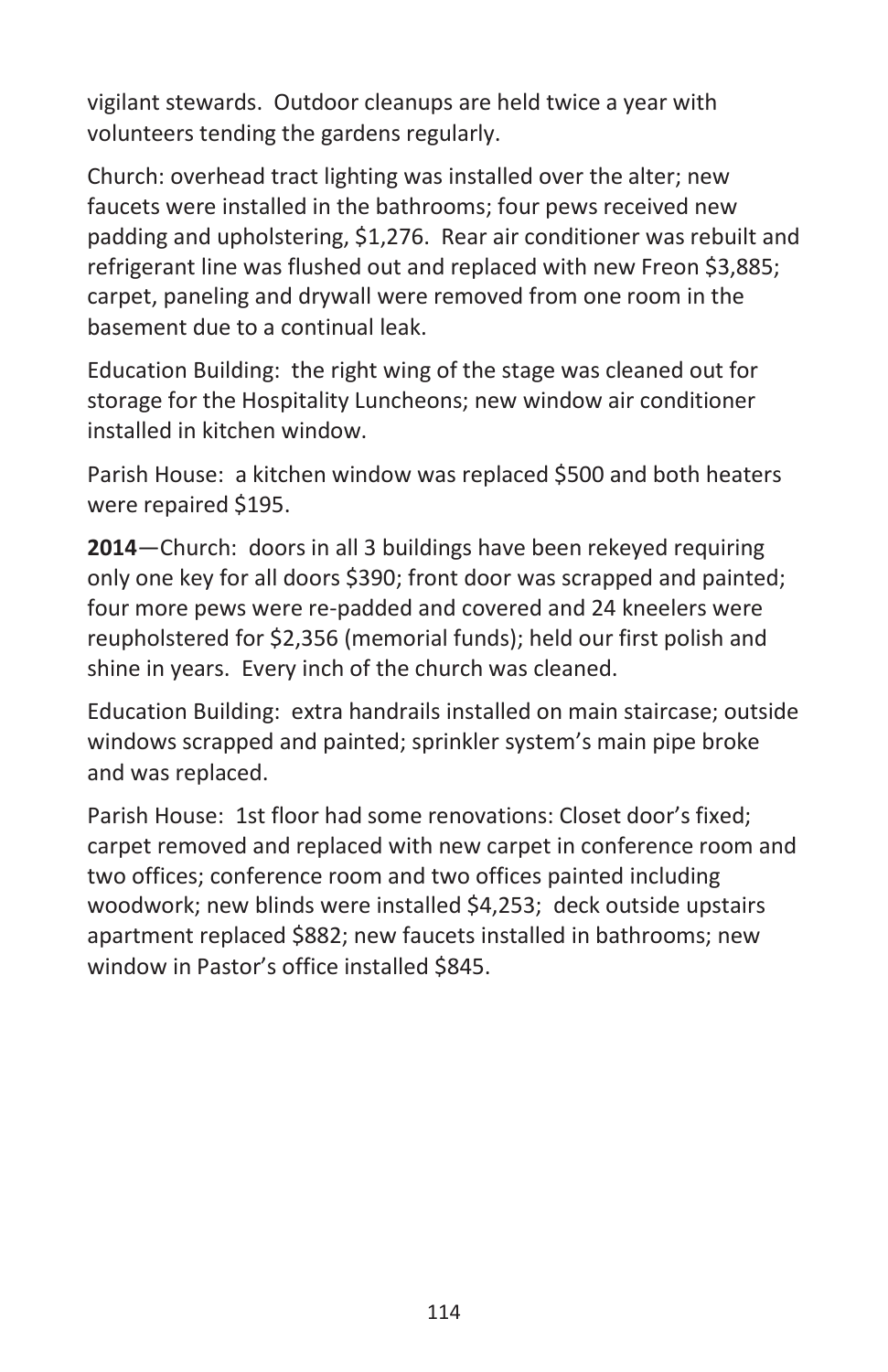vigilant stewards. Outdoor cleanups are held twice a year with volunteers tending the gardens regularly.

Church: overhead tract lighting was installed over the alter; new faucets were installed in the bathrooms; four pews received new padding and upholstering, $1,276. Rear air conditioner was rebuilt and refrigerant line was flushed out and replaced with new Freon $3,885; carpet, paneling and drywall were removed from one room in the basement due to a continual leak.

Education Building: the right wing of the stage was cleaned out for storage for the Hospitality Luncheons; new window air conditioner installed in kitchen window.

Parish House: a kitchen window was replaced $500 and both heaters were repaired $195.

**2014**—Church: doors in all 3 buildings have been rekeyed requiring only one key for all doors $390; front door was scrapped and painted; four more pews were re-padded and covered and 24 kneelers were reupholstered for $2,356 (memorial funds); held our first polish and shine in years. Every inch of the church was cleaned.

Education Building: extra handrails installed on main staircase; outside windows scrapped and painted; sprinkler system's main pipe broke and was replaced.

Parish House: 1st floor had some renovations: Closet door's fixed; carpet removed and replaced with new carpet in conference room and two offices; conference room and two offices painted including woodwork; new blinds were installed $4,253; deck outside upstairs apartment replaced $882; new faucets installed in bathrooms; new window in Pastor's office installed $845.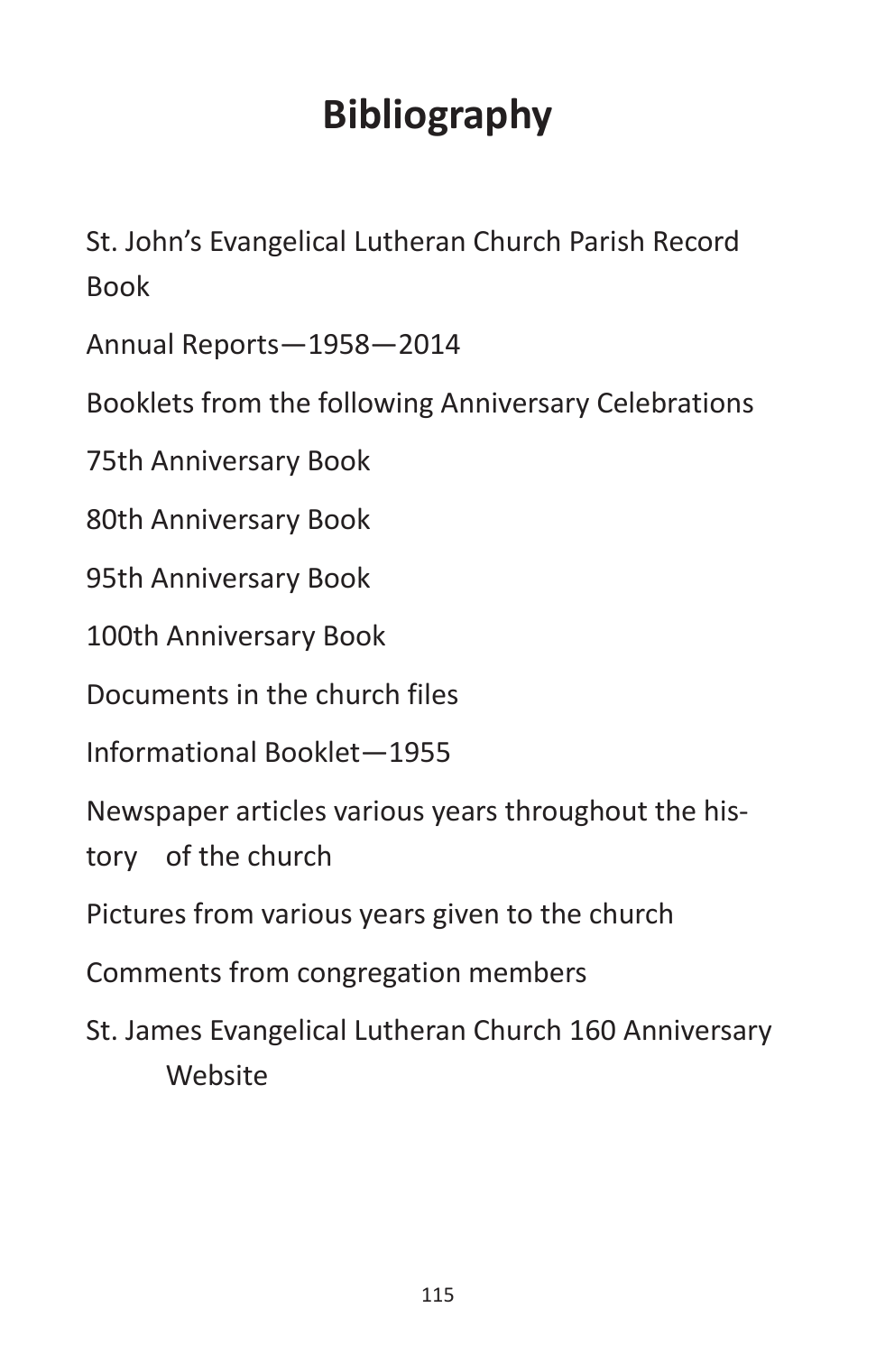# Bibliography

St. John's Evangelical Lutheran Church Parish Record Book

Annual Reports—1958—2014

Booklets from the following Anniversary Celebrations

75th Anniversary Book

80th Anniversary Book

95th Anniversary Book

100th Anniversary Book

Documents in the church files

Informational Booklet—1955

Newspaper articles various years throughout the history of the church

Pictures from various years given to the church

Comments from congregation members

St. James Evangelical Lutheran Church 160 Anniversary Website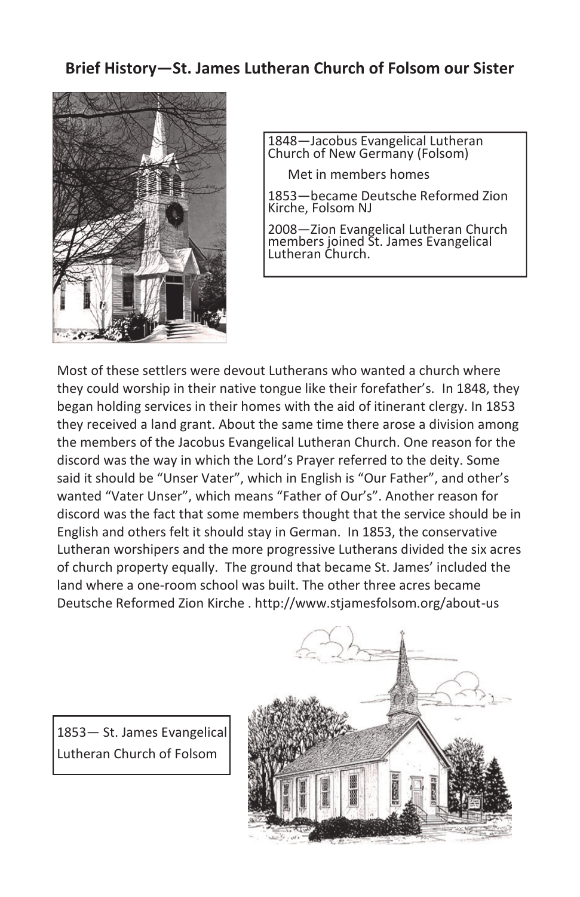## Brief History—St. James Lutheran Church of Folsom our Sister

1848—Jacobus Evangelical Lutheran Church of New Germany (Folsom)

Met in members homes

1853—became Deutsche Reformed Zion Kirche, Folsom NJ

2008—Zion Evangelical Lutheran Church members joined St. James Evangelical Lutheran Church.

Most of these settlers were devout Lutherans who wanted a church where they could worship in their native tongue like their forefather's. In 1848, they began holding services in their homes with the aid of itinerant clergy. In 1853 they received a land grant. About the same time there arose a division among the members of the Jacobus Evangelical Lutheran Church. One reason for the discord was the way in which the Lord's Prayer referred to the deity. Some said it should be "Unser Vater", which in English is "Our Father", and other's wanted "Vater Unser", which means "Father of Our's". Another reason for discord was the fact that some members thought that the service should be in English and others felt it should stay in German. In 1853, the conservative Lutheran worshipers and the more progressive Lutherans divided the six acres of church property equally. The ground that became St. James' included the land where a one-room school was built. The other three acres became Deutsche Reformed Zion Kirche . http://www.stjamesfolsom.org/about-us

1853— St. James Evangelical Lutheran Church of Folsom